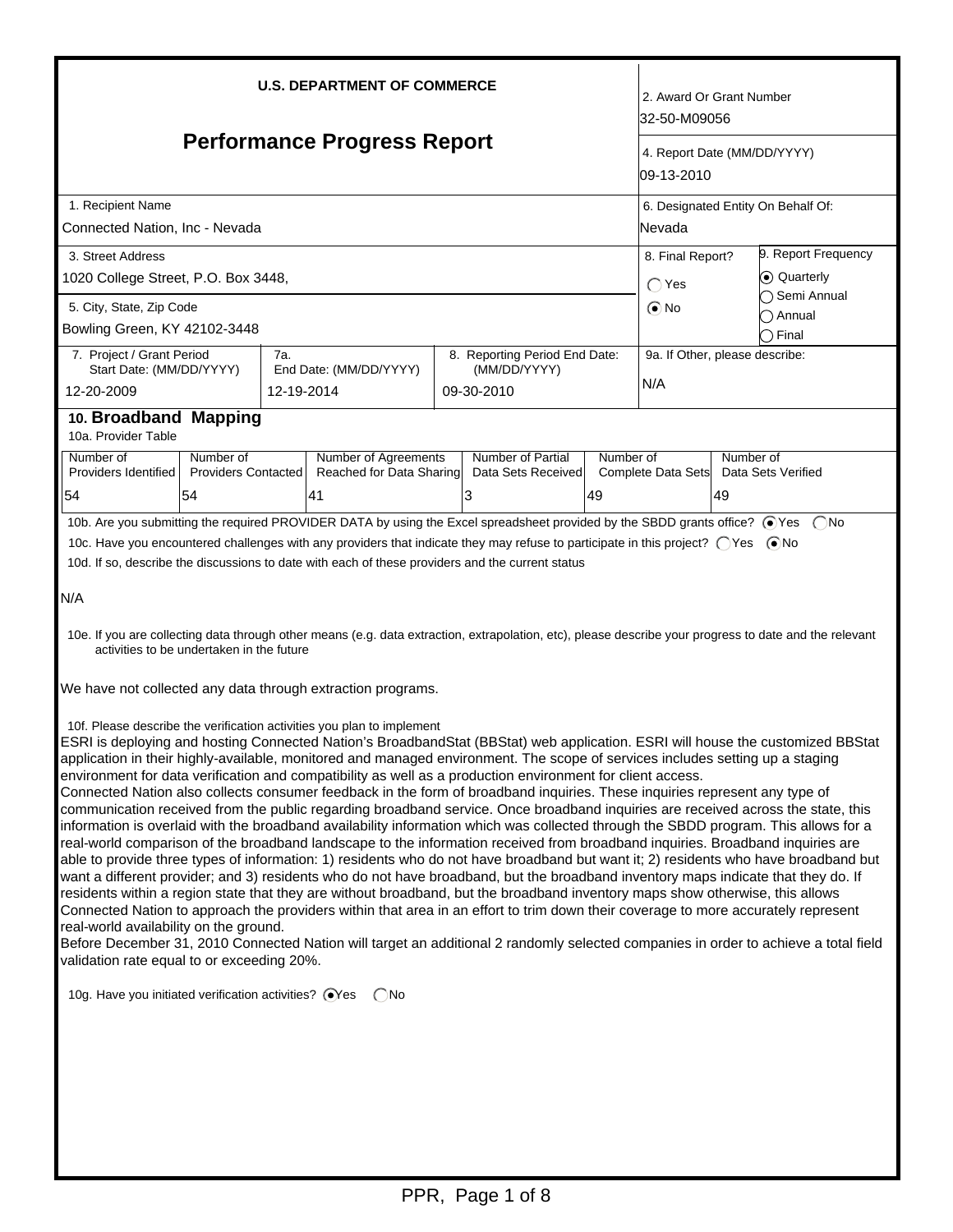**U.S. DEPARTMENT OF COMMERCE**

# Performance Progress Report

| Field | Value |
| --- | --- |
| 2. Award Or Grant Number | 32-50-M09056 |
| 4. Report Date (MM/DD/YYYY) | 09-13-2010 |
| 1. Recipient Name | Connected Nation, Inc - Nevada |
| 6. Designated Entity On Behalf Of: | Nevada |
| 3. Street Address | 1020 College Street, P.O. Box 3448, |
| 5. City, State, Zip Code | Bowling Green, KY 42102-3448 |
| 8. Final Report? | ◯ Yes ◉ No |
| 9. Report Frequency | ◉ Quarterly ◯ Semi Annual ◯ Annual ◯ Final |
| 7. Project / Grant Period Start Date: (MM/DD/YYYY) | 12-20-2009 |
| 7a. End Date: (MM/DD/YYYY) | 12-19-2014 |
| 8. Reporting Period End Date: (MM/DD/YYYY) | 09-30-2010 |
| 9a. If Other, please describe: | N/A |

## 10. Broadband Mapping

10a. Provider Table

| Number of Providers Identified | Number of Providers Contacted | Number of Agreements Reached for Data Sharing | Number of Partial Data Sets Received | Number of Complete Data Sets | Number of Data Sets Verified |
| --- | --- | --- | --- | --- | --- |
| 54 | 54 | 41 | 3 | 49 | 49 |

10b. Are you submitting the required PROVIDER DATA by using the Excel spreadsheet provided by the SBDD grants office? ◉ Yes ◯ No

10c. Have you encountered challenges with any providers that indicate they may refuse to participate in this project? ◯ Yes ◉ No

10d. If so, describe the discussions to date with each of these providers and the current status

N/A

10e. If you are collecting data through other means (e.g. data extraction, extrapolation, etc), please describe your progress to date and the relevant activities to be undertaken in the future

We have not collected any data through extraction programs.

10f. Please describe the verification activities you plan to implement

ESRI is deploying and hosting Connected Nation's BroadbandStat (BBStat) web application. ESRI will house the customized BBStat application in their highly-available, monitored and managed environment. The scope of services includes setting up a staging environment for data verification and compatibility as well as a production environment for client access.
Connected Nation also collects consumer feedback in the form of broadband inquiries. These inquiries represent any type of communication received from the public regarding broadband service. Once broadband inquiries are received across the state, this information is overlaid with the broadband availability information which was collected through the SBDD program. This allows for a real-world comparison of the broadband landscape to the information received from broadband inquiries. Broadband inquiries are able to provide three types of information: 1) residents who do not have broadband but want it; 2) residents who have broadband but want a different provider; and 3) residents who do not have broadband, but the broadband inventory maps indicate that they do. If residents within a region state that they are without broadband, but the broadband inventory maps show otherwise, this allows Connected Nation to approach the providers within that area in an effort to trim down their coverage to more accurately represent real-world availability on the ground.
Before December 31, 2010 Connected Nation will target an additional 2 randomly selected companies in order to achieve a total field validation rate equal to or exceeding 20%.

10g. Have you initiated verification activities? ◉ Yes ◯ No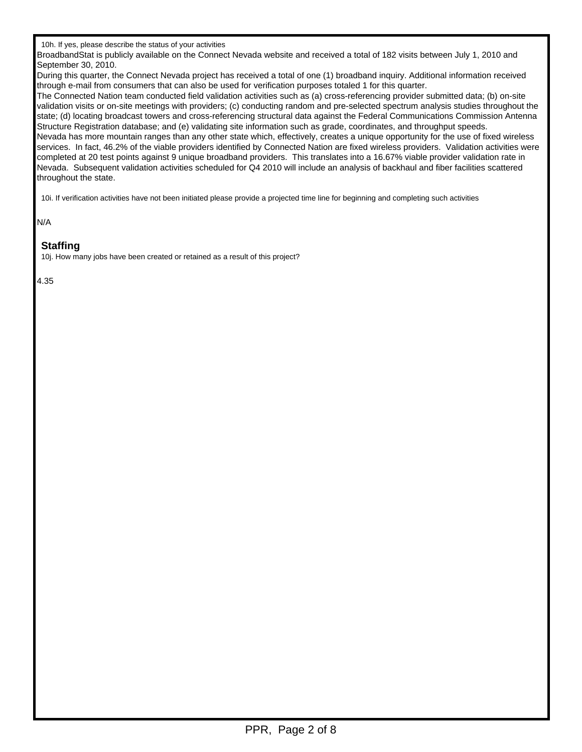10h. If yes, please describe the status of your activities

BroadbandStat is publicly available on the Connect Nevada website and received a total of 182 visits between July 1, 2010 and September 30, 2010.

During this quarter, the Connect Nevada project has received a total of one (1) broadband inquiry. Additional information received through e-mail from consumers that can also be used for verification purposes totaled 1 for this quarter.

The Connected Nation team conducted field validation activities such as (a) cross-referencing provider submitted data; (b) on-site validation visits or on-site meetings with providers; (c) conducting random and pre-selected spectrum analysis studies throughout the state; (d) locating broadcast towers and cross-referencing structural data against the Federal Communications Commission Antenna Structure Registration database; and (e) validating site information such as grade, coordinates, and throughput speeds.

Nevada has more mountain ranges than any other state which, effectively, creates a unique opportunity for the use of fixed wireless services. In fact, 46.2% of the viable providers identified by Connected Nation are fixed wireless providers. Validation activities were completed at 20 test points against 9 unique broadband providers. This translates into a 16.67% viable provider validation rate in Nevada. Subsequent validation activities scheduled for Q4 2010 will include an analysis of backhaul and fiber facilities scattered throughout the state.

10i. If verification activities have not been initiated please provide a projected time line for beginning and completing such activities

N/A

## Staffing

10j. How many jobs have been created or retained as a result of this project?

4.35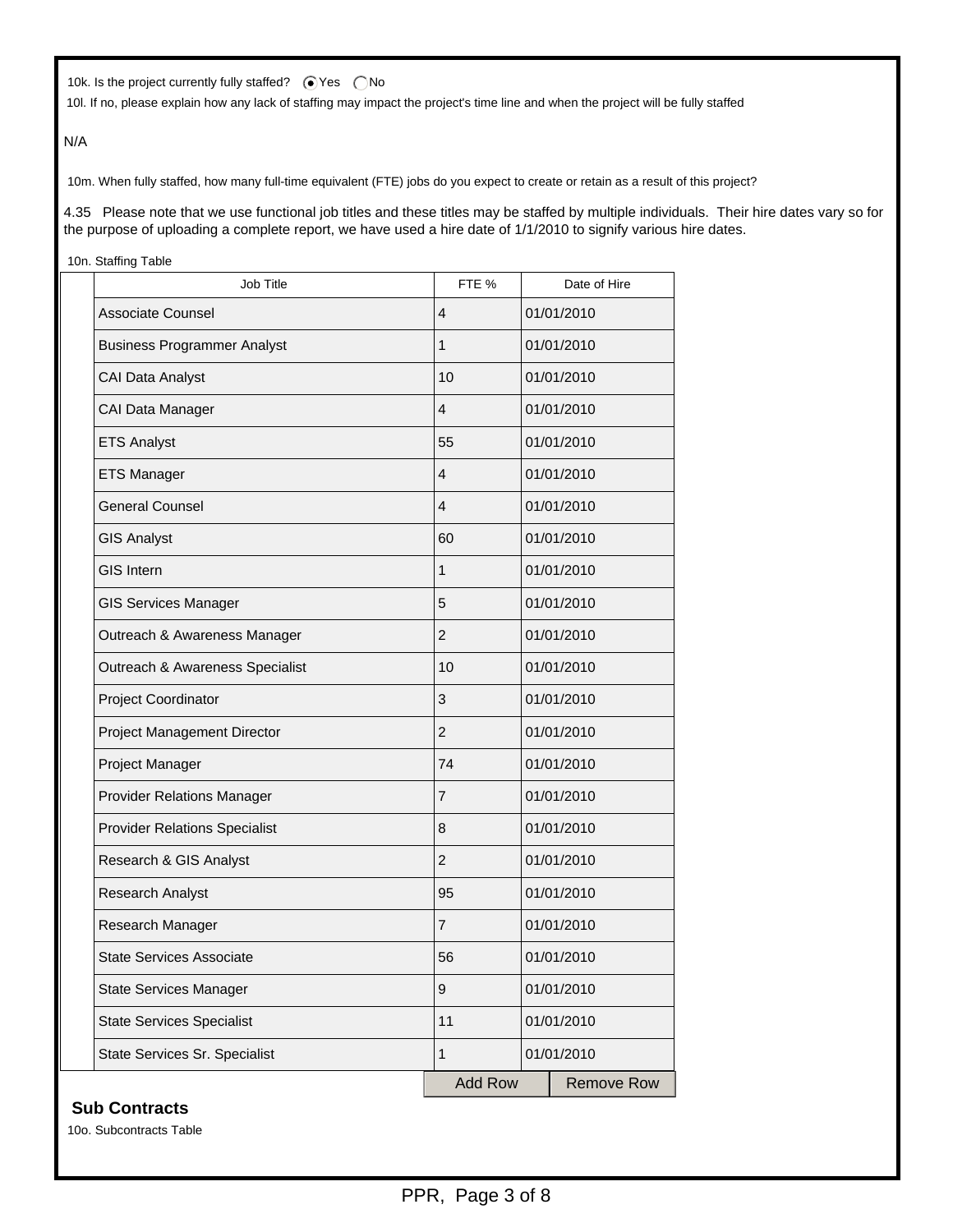10k. Is the project currently fully staffed? (•) Yes ( ) No

10l. If no, please explain how any lack of staffing may impact the project's time line and when the project will be fully staffed

N/A

10m. When fully staffed, how many full-time equivalent (FTE) jobs do you expect to create or retain as a result of this project?

4.35 Please note that we use functional job titles and these titles may be staffed by multiple individuals. Their hire dates vary so for the purpose of uploading a complete report, we have used a hire date of 1/1/2010 to signify various hire dates.

10n. Staffing Table

| Job Title | FTE % | Date of Hire |
|---|---|---|
| Associate Counsel | 4 | 01/01/2010 |
| Business Programmer Analyst | 1 | 01/01/2010 |
| CAI Data Analyst | 10 | 01/01/2010 |
| CAI Data Manager | 4 | 01/01/2010 |
| ETS Analyst | 55 | 01/01/2010 |
| ETS Manager | 4 | 01/01/2010 |
| General Counsel | 4 | 01/01/2010 |
| GIS Analyst | 60 | 01/01/2010 |
| GIS Intern | 1 | 01/01/2010 |
| GIS Services Manager | 5 | 01/01/2010 |
| Outreach & Awareness Manager | 2 | 01/01/2010 |
| Outreach & Awareness Specialist | 10 | 01/01/2010 |
| Project Coordinator | 3 | 01/01/2010 |
| Project Management Director | 2 | 01/01/2010 |
| Project Manager | 74 | 01/01/2010 |
| Provider Relations Manager | 7 | 01/01/2010 |
| Provider Relations Specialist | 8 | 01/01/2010 |
| Research & GIS Analyst | 2 | 01/01/2010 |
| Research Analyst | 95 | 01/01/2010 |
| Research Manager | 7 | 01/01/2010 |
| State Services Associate | 56 | 01/01/2010 |
| State Services Manager | 9 | 01/01/2010 |
| State Services Specialist | 11 | 01/01/2010 |
| State Services Sr. Specialist | 1 | 01/01/2010 |

Add Row | Remove Row

## Sub Contracts

10o. Subcontracts Table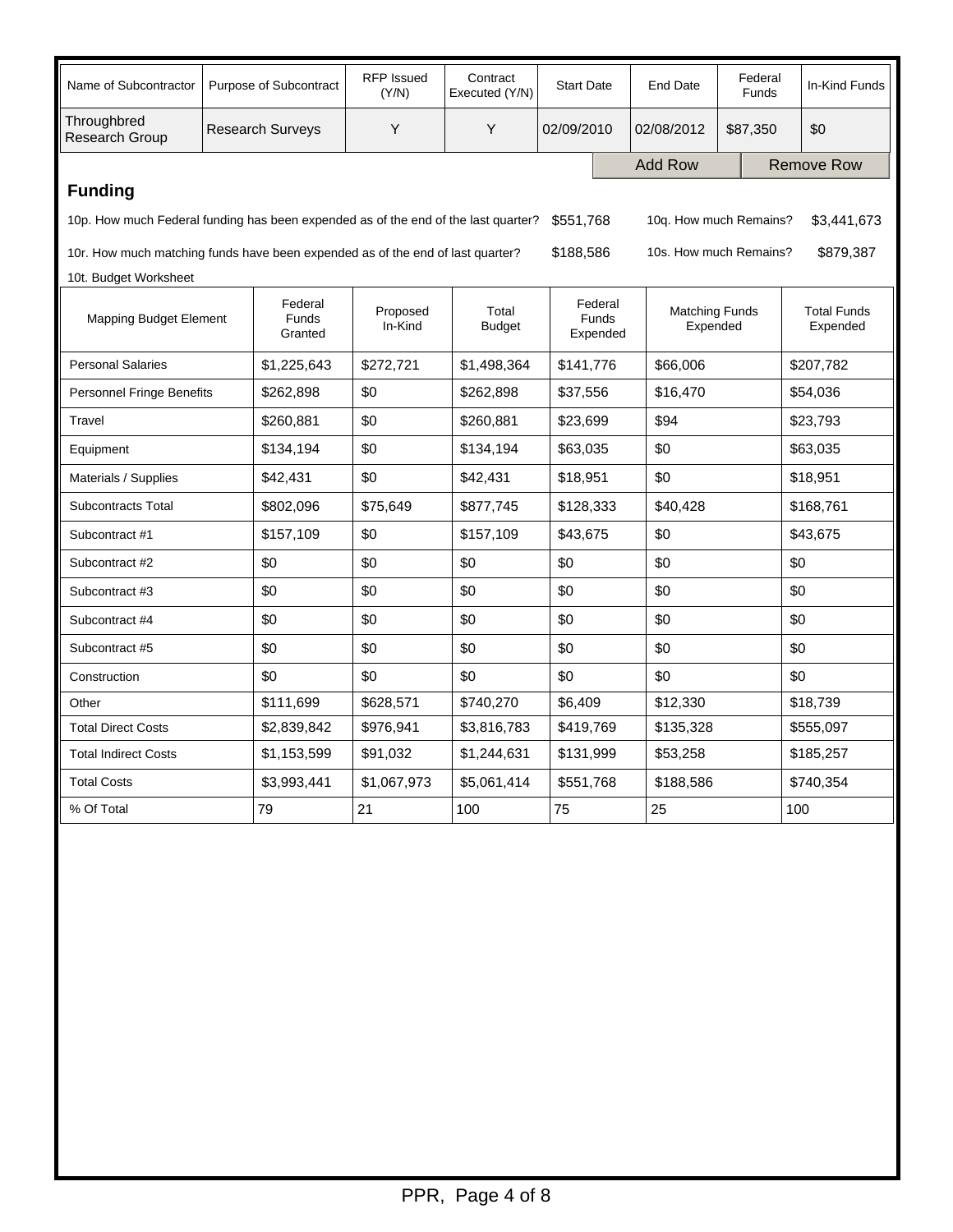| Name of Subcontractor | Purpose of Subcontract | RFP Issued (Y/N) | Contract Executed (Y/N) | Start Date | End Date | Federal Funds | In-Kind Funds |
|---|---|---|---|---|---|---|---|
| Throughbred Research Group | Research Surveys | Y | Y | 02/09/2010 | 02/08/2012 | $87,350 | $0 |

Add Row | Remove Row

## Funding

10p. How much Federal funding has been expended as of the end of the last quarter? $551,768 10q. How much Remains? $3,441,673

10r. How much matching funds have been expended as of the end of last quarter? $188,586 10s. How much Remains? $879,387

10t. Budget Worksheet

| Mapping Budget Element | Federal Funds Granted | Proposed In-Kind | Total Budget | Federal Funds Expended | Matching Funds Expended | Total Funds Expended |
|---|---|---|---|---|---|---|
| Personal Salaries | $1,225,643 | $272,721 | $1,498,364 | $141,776 | $66,006 | $207,782 |
| Personnel Fringe Benefits | $262,898 | $0 | $262,898 | $37,556 | $16,470 | $54,036 |
| Travel | $260,881 | $0 | $260,881 | $23,699 | $94 | $23,793 |
| Equipment | $134,194 | $0 | $134,194 | $63,035 | $0 | $63,035 |
| Materials / Supplies | $42,431 | $0 | $42,431 | $18,951 | $0 | $18,951 |
| Subcontracts Total | $802,096 | $75,649 | $877,745 | $128,333 | $40,428 | $168,761 |
| Subcontract #1 | $157,109 | $0 | $157,109 | $43,675 | $0 | $43,675 |
| Subcontract #2 | $0 | $0 | $0 | $0 | $0 | $0 |
| Subcontract #3 | $0 | $0 | $0 | $0 | $0 | $0 |
| Subcontract #4 | $0 | $0 | $0 | $0 | $0 | $0 |
| Subcontract #5 | $0 | $0 | $0 | $0 | $0 | $0 |
| Construction | $0 | $0 | $0 | $0 | $0 | $0 |
| Other | $111,699 | $628,571 | $740,270 | $6,409 | $12,330 | $18,739 |
| Total Direct Costs | $2,839,842 | $976,941 | $3,816,783 | $419,769 | $135,328 | $555,097 |
| Total Indirect Costs | $1,153,599 | $91,032 | $1,244,631 | $131,999 | $53,258 | $185,257 |
| Total Costs | $3,993,441 | $1,067,973 | $5,061,414 | $551,768 | $188,586 | $740,354 |
| % Of Total | 79 | 21 | 100 | 75 | 25 | 100 |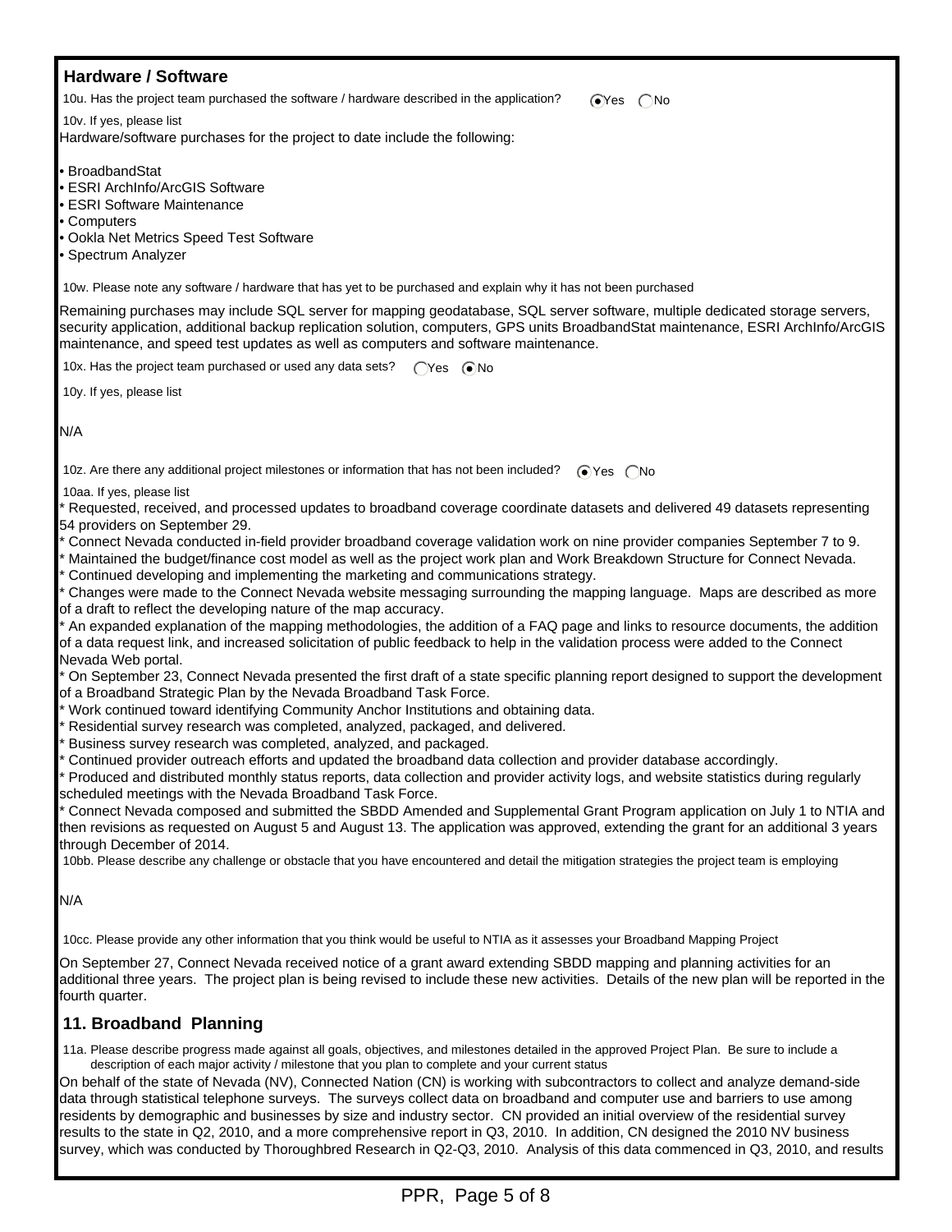## Hardware / Software

10u. Has the project team purchased the software / hardware described in the application? (●) Yes ( ) No

10v. If yes, please list

Hardware/software purchases for the project to date include the following:

- BroadbandStat
- ESRI ArchInfo/ArcGIS Software
- ESRI Software Maintenance
- Computers
- Ookla Net Metrics Speed Test Software
- Spectrum Analyzer

10w. Please note any software / hardware that has yet to be purchased and explain why it has not been purchased

Remaining purchases may include SQL server for mapping geodatabase, SQL server software, multiple dedicated storage servers, security application, additional backup replication solution, computers, GPS units BroadbandStat maintenance, ESRI ArchInfo/ArcGIS maintenance, and speed test updates as well as computers and software maintenance.

10x. Has the project team purchased or used any data sets? ( ) Yes (●) No

10y. If yes, please list

N/A

10z. Are there any additional project milestones or information that has not been included? (●) Yes ( ) No

10aa. If yes, please list

* Requested, received, and processed updates to broadband coverage coordinate datasets and delivered 49 datasets representing 54 providers on September 29.
* Connect Nevada conducted in-field provider broadband coverage validation work on nine provider companies September 7 to 9.
* Maintained the budget/finance cost model as well as the project work plan and Work Breakdown Structure for Connect Nevada.
* Continued developing and implementing the marketing and communications strategy.
* Changes were made to the Connect Nevada website messaging surrounding the mapping language. Maps are described as more of a draft to reflect the developing nature of the map accuracy.
* An expanded explanation of the mapping methodologies, the addition of a FAQ page and links to resource documents, the addition of a data request link, and increased solicitation of public feedback to help in the validation process were added to the Connect Nevada Web portal.
* On September 23, Connect Nevada presented the first draft of a state specific planning report designed to support the development of a Broadband Strategic Plan by the Nevada Broadband Task Force.
* Work continued toward identifying Community Anchor Institutions and obtaining data.
* Residential survey research was completed, analyzed, packaged, and delivered.
* Business survey research was completed, analyzed, and packaged.
* Continued provider outreach efforts and updated the broadband data collection and provider database accordingly.
* Produced and distributed monthly status reports, data collection and provider activity logs, and website statistics during regularly scheduled meetings with the Nevada Broadband Task Force.
* Connect Nevada composed and submitted the SBDD Amended and Supplemental Grant Program application on July 1 to NTIA and then revisions as requested on August 5 and August 13. The application was approved, extending the grant for an additional 3 years through December of 2014.

10bb. Please describe any challenge or obstacle that you have encountered and detail the mitigation strategies the project team is employing

N/A

10cc. Please provide any other information that you think would be useful to NTIA as it assesses your Broadband Mapping Project

On September 27, Connect Nevada received notice of a grant award extending SBDD mapping and planning activities for an additional three years. The project plan is being revised to include these new activities. Details of the new plan will be reported in the fourth quarter.

## 11. Broadband Planning

11a. Please describe progress made against all goals, objectives, and milestones detailed in the approved Project Plan. Be sure to include a description of each major activity / milestone that you plan to complete and your current status

On behalf of the state of Nevada (NV), Connected Nation (CN) is working with subcontractors to collect and analyze demand-side data through statistical telephone surveys. The surveys collect data on broadband and computer use and barriers to use among residents by demographic and businesses by size and industry sector. CN provided an initial overview of the residential survey results to the state in Q2, 2010, and a more comprehensive report in Q3, 2010. In addition, CN designed the 2010 NV business survey, which was conducted by Thoroughbred Research in Q2-Q3, 2010. Analysis of this data commenced in Q3, 2010, and results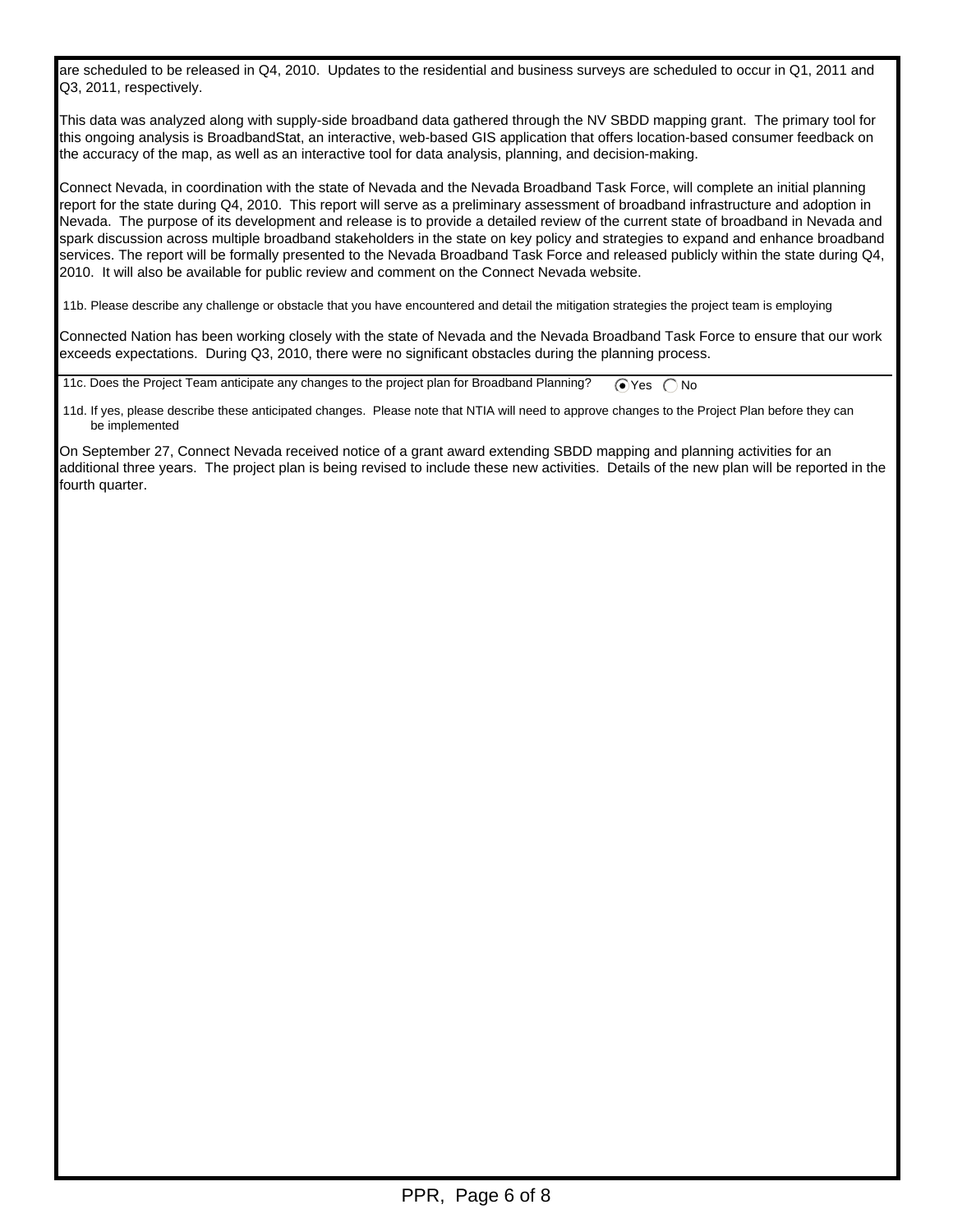are scheduled to be released in Q4, 2010. Updates to the residential and business surveys are scheduled to occur in Q1, 2011 and Q3, 2011, respectively.

This data was analyzed along with supply-side broadband data gathered through the NV SBDD mapping grant. The primary tool for this ongoing analysis is BroadbandStat, an interactive, web-based GIS application that offers location-based consumer feedback on the accuracy of the map, as well as an interactive tool for data analysis, planning, and decision-making.

Connect Nevada, in coordination with the state of Nevada and the Nevada Broadband Task Force, will complete an initial planning report for the state during Q4, 2010. This report will serve as a preliminary assessment of broadband infrastructure and adoption in Nevada. The purpose of its development and release is to provide a detailed review of the current state of broadband in Nevada and spark discussion across multiple broadband stakeholders in the state on key policy and strategies to expand and enhance broadband services. The report will be formally presented to the Nevada Broadband Task Force and released publicly within the state during Q4, 2010. It will also be available for public review and comment on the Connect Nevada website.

11b. Please describe any challenge or obstacle that you have encountered and detail the mitigation strategies the project team is employing

Connected Nation has been working closely with the state of Nevada and the Nevada Broadband Task Force to ensure that our work exceeds expectations. During Q3, 2010, there were no significant obstacles during the planning process.

11c. Does the Project Team anticipate any changes to the project plan for Broadband Planning? (●) Yes ( ) No

11d. If yes, please describe these anticipated changes. Please note that NTIA will need to approve changes to the Project Plan before they can be implemented

On September 27, Connect Nevada received notice of a grant award extending SBDD mapping and planning activities for an additional three years. The project plan is being revised to include these new activities. Details of the new plan will be reported in the fourth quarter.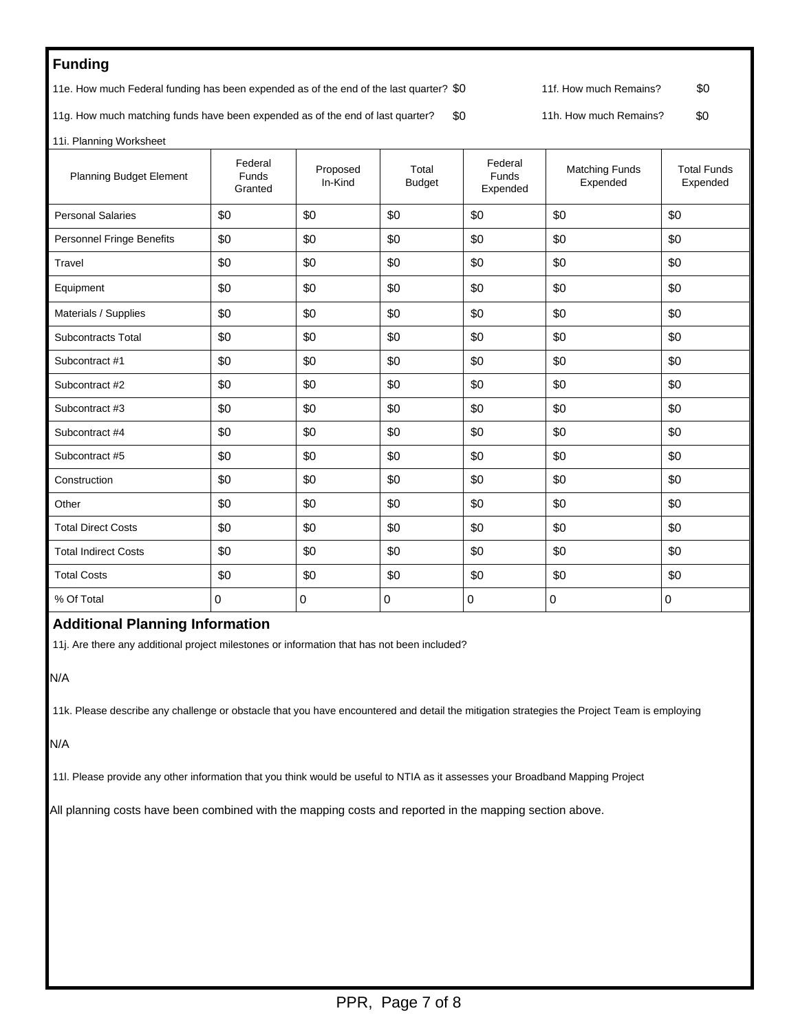## Funding

11e. How much Federal funding has been expended as of the end of the last quarter? $0

11f. How much Remains? $0

11g. How much matching funds have been expended as of the end of last quarter? $0

11h. How much Remains? $0

11i. Planning Worksheet

| Planning Budget Element | Federal Funds Granted | Proposed In-Kind | Total Budget | Federal Funds Expended | Matching Funds Expended | Total Funds Expended |
|---|---|---|---|---|---|---|
| Personal Salaries | $0 | $0 | $0 | $0 | $0 | $0 |
| Personnel Fringe Benefits | $0 | $0 | $0 | $0 | $0 | $0 |
| Travel | $0 | $0 | $0 | $0 | $0 | $0 |
| Equipment | $0 | $0 | $0 | $0 | $0 | $0 |
| Materials / Supplies | $0 | $0 | $0 | $0 | $0 | $0 |
| Subcontracts Total | $0 | $0 | $0 | $0 | $0 | $0 |
| Subcontract #1 | $0 | $0 | $0 | $0 | $0 | $0 |
| Subcontract #2 | $0 | $0 | $0 | $0 | $0 | $0 |
| Subcontract #3 | $0 | $0 | $0 | $0 | $0 | $0 |
| Subcontract #4 | $0 | $0 | $0 | $0 | $0 | $0 |
| Subcontract #5 | $0 | $0 | $0 | $0 | $0 | $0 |
| Construction | $0 | $0 | $0 | $0 | $0 | $0 |
| Other | $0 | $0 | $0 | $0 | $0 | $0 |
| Total Direct Costs | $0 | $0 | $0 | $0 | $0 | $0 |
| Total Indirect Costs | $0 | $0 | $0 | $0 | $0 | $0 |
| Total Costs | $0 | $0 | $0 | $0 | $0 | $0 |
| % Of Total | 0 | 0 | 0 | 0 | 0 | 0 |

## Additional Planning Information

11j. Are there any additional project milestones or information that has not been included?

N/A

11k. Please describe any challenge or obstacle that you have encountered and detail the mitigation strategies the Project Team is employing

N/A

11l. Please provide any other information that you think would be useful to NTIA as it assesses your Broadband Mapping Project

All planning costs have been combined with the mapping costs and reported in the mapping section above.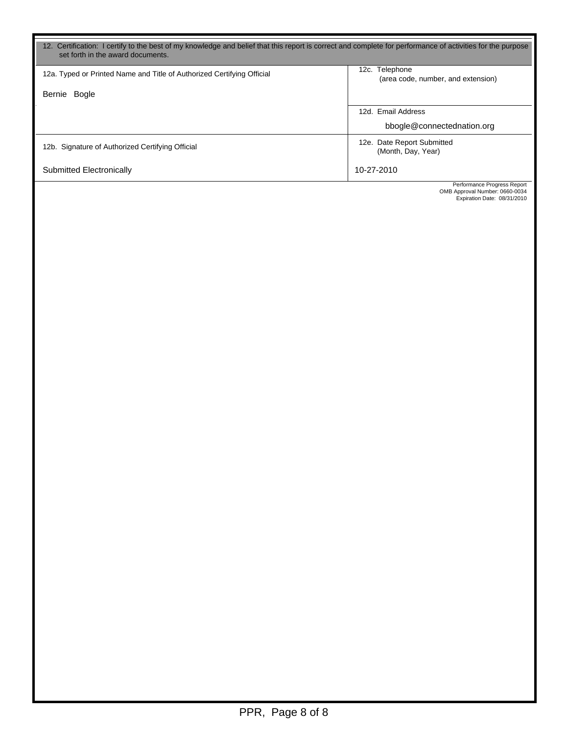12. Certification: I certify to the best of my knowledge and belief that this report is correct and complete for performance of activities for the purpose set forth in the award documents.

| | |
|---|---|
| 12a. Typed or Printed Name and Title of Authorized Certifying Official<br><br>Bernie Bogle | 12c. Telephone (area code, number, and extension) |
| | 12d. Email Address<br><br>bbogle@connectednation.org |
| 12b. Signature of Authorized Certifying Official<br><br>Submitted Electronically | 12e. Date Report Submitted (Month, Day, Year)<br><br>10-27-2010 |

Performance Progress Report
OMB Approval Number: 0660-0034
Expiration Date: 08/31/2010